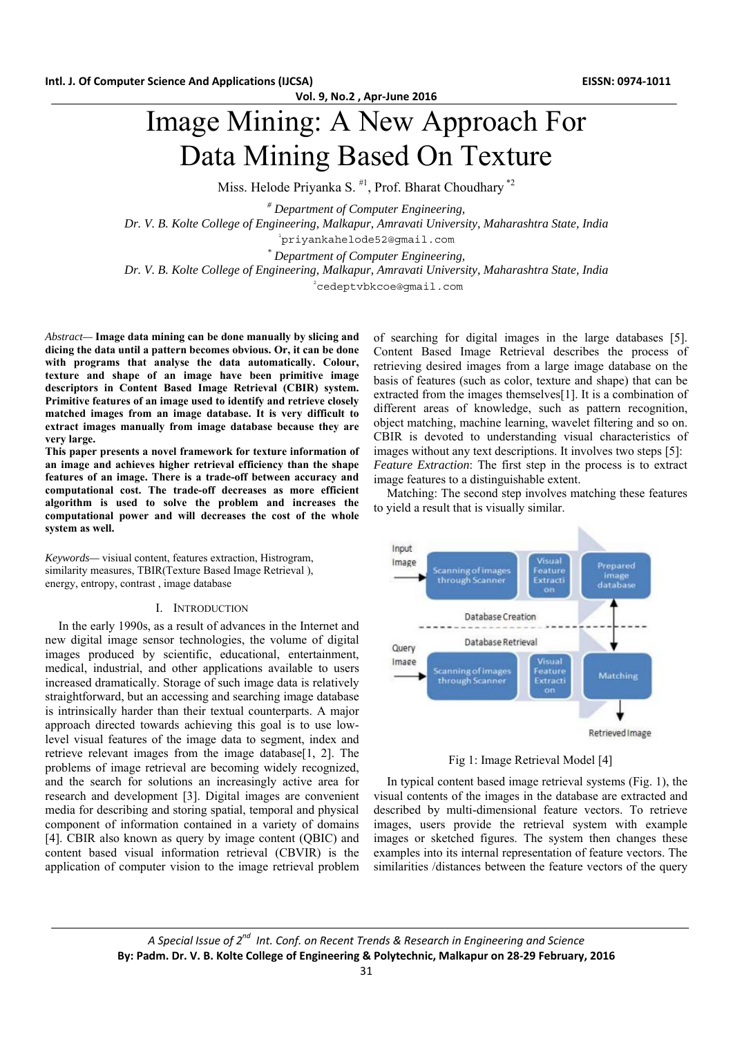# Image Mining: A New Approach For Data Mining Based On Texture

Miss. Helode Priyanka S. [#1], Prof. Bharat Choudhary [*2]

[#] *Department of Computer Engineering,*
*Dr. V. B. Kolte College of Engineering, Malkapur, Amravati University, Maharashtra State, India*
[1]priyankahelode52@gmail.com

[*] *Department of Computer Engineering,*
*Dr. V. B. Kolte College of Engineering, Malkapur, Amravati University, Maharashtra State, India*
[2]cedeptvbkcoe@gmail.com

*Abstract*— **Image data mining can be done manually by slicing and dicing the data until a pattern becomes obvious. Or, it can be done with programs that analyse the data automatically. Colour, texture and shape of an image have been primitive image descriptors in Content Based Image Retrieval (CBIR) system. Primitive features of an image used to identify and retrieve closely matched images from an image database. It is very difficult to extract images manually from image database because they are very large.**

**This paper presents a novel framework for texture information of an image and achieves higher retrieval efficiency than the shape features of an image. There is a trade-off between accuracy and computational cost. The trade-off decreases as more efficient algorithm is used to solve the problem and increases the computational power and will decreases the cost of the whole system as well.**

*Keywords*— visiual content, features extraction, Histrogram, similarity measures, TBIR(Texture Based Image Retrieval ), energy, entropy, contrast , image database

## I. Introduction

In the early 1990s, as a result of advances in the Internet and new digital image sensor technologies, the volume of digital images produced by scientific, educational, entertainment, medical, industrial, and other applications available to users increased dramatically. Storage of such image data is relatively straightforward, but an accessing and searching image database is intrinsically harder than their textual counterparts. A major approach directed towards achieving this goal is to use low-level visual features of the image data to segment, index and retrieve relevant images from the image database[1, 2]. The problems of image retrieval are becoming widely recognized, and the search for solutions an increasingly active area for research and development [3]. Digital images are convenient media for describing and storing spatial, temporal and physical component of information contained in a variety of domains [4]. CBIR also known as query by image content (QBIC) and content based visual information retrieval (CBVIR) is the application of computer vision to the image retrieval problem of searching for digital images in the large databases [5]. Content Based Image Retrieval describes the process of retrieving desired images from a large image database on the basis of features (such as color, texture and shape) that can be extracted from the images themselves[1]. It is a combination of different areas of knowledge, such as pattern recognition, object matching, machine learning, wavelet filtering and so on. CBIR is devoted to understanding visual characteristics of images without any text descriptions. It involves two steps [5]:

*Feature Extraction*: The first step in the process is to extract image features to a distinguishable extent.

Matching: The second step involves matching these features to yield a result that is visually similar.

Fig 1: Image Retrieval Model [4]

In typical content based image retrieval systems (Fig. 1), the visual contents of the images in the database are extracted and described by multi-dimensional feature vectors. To retrieve images, users provide the retrieval system with example images or sketched figures. The system then changes these examples into its internal representation of feature vectors. The similarities /distances between the feature vectors of the query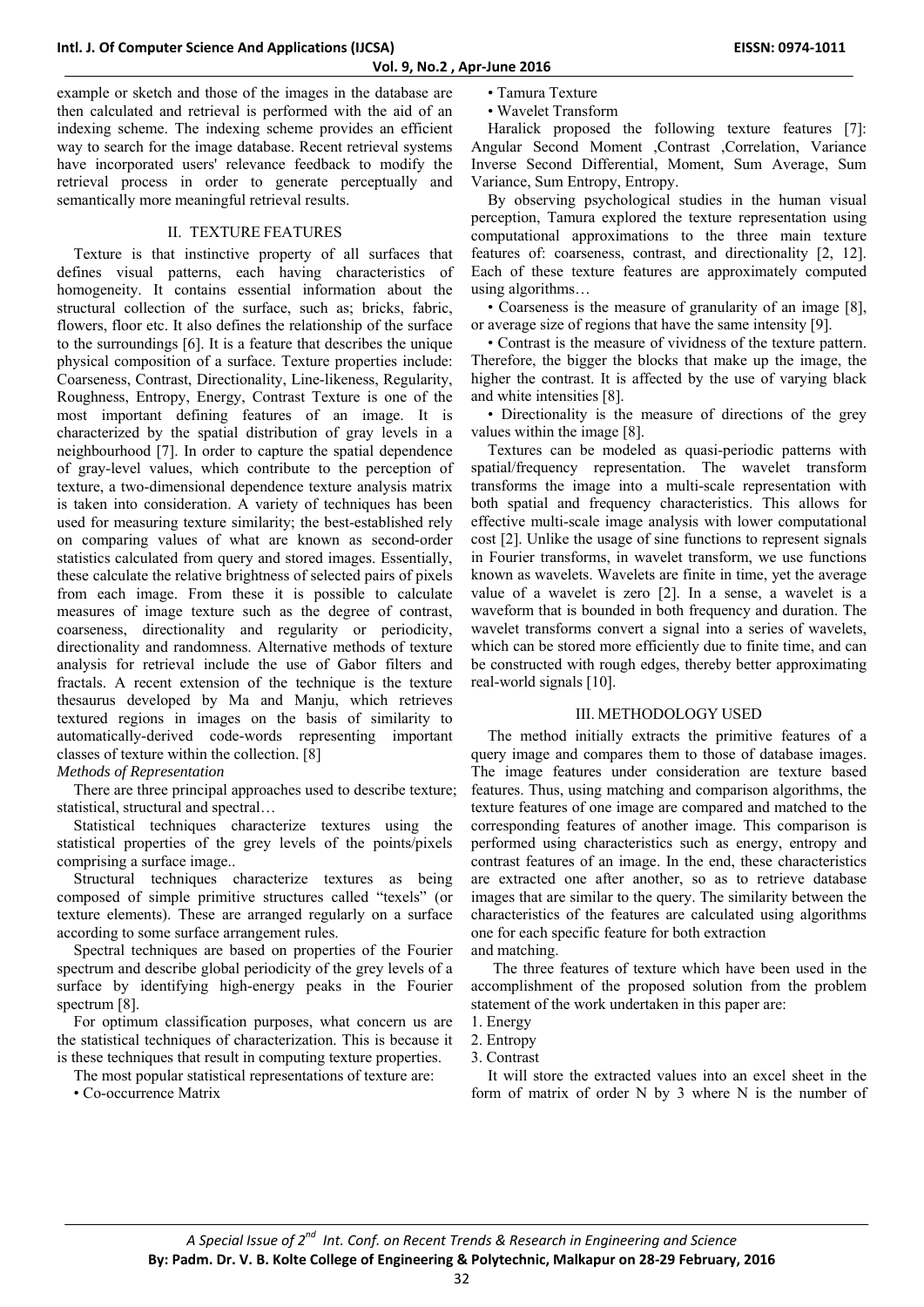example or sketch and those of the images in the database are then calculated and retrieval is performed with the aid of an indexing scheme. The indexing scheme provides an efficient way to search for the image database. Recent retrieval systems have incorporated users' relevance feedback to modify the retrieval process in order to generate perceptually and semantically more meaningful retrieval results.

## II. TEXTURE FEATURES

Texture is that instinctive property of all surfaces that defines visual patterns, each having characteristics of homogeneity. It contains essential information about the structural collection of the surface, such as; bricks, fabric, flowers, floor etc. It also defines the relationship of the surface to the surroundings [6]. It is a feature that describes the unique physical composition of a surface. Texture properties include: Coarseness, Contrast, Directionality, Line-likeness, Regularity, Roughness, Entropy, Energy, Contrast Texture is one of the most important defining features of an image. It is characterized by the spatial distribution of gray levels in a neighbourhood [7]. In order to capture the spatial dependence of gray-level values, which contribute to the perception of texture, a two-dimensional dependence texture analysis matrix is taken into consideration. A variety of techniques has been used for measuring texture similarity; the best-established rely on comparing values of what are known as second-order statistics calculated from query and stored images. Essentially, these calculate the relative brightness of selected pairs of pixels from each image. From these it is possible to calculate measures of image texture such as the degree of contrast, coarseness, directionality and regularity or periodicity, directionality and randomness. Alternative methods of texture analysis for retrieval include the use of Gabor filters and fractals. A recent extension of the technique is the texture thesaurus developed by Ma and Manju, which retrieves textured regions in images on the basis of similarity to automatically-derived code-words representing important classes of texture within the collection. [8]

*Methods of Representation*

There are three principal approaches used to describe texture; statistical, structural and spectral…

Statistical techniques characterize textures using the statistical properties of the grey levels of the points/pixels comprising a surface image..

Structural techniques characterize textures as being composed of simple primitive structures called "texels" (or texture elements). These are arranged regularly on a surface according to some surface arrangement rules.

Spectral techniques are based on properties of the Fourier spectrum and describe global periodicity of the grey levels of a surface by identifying high-energy peaks in the Fourier spectrum [8].

For optimum classification purposes, what concern us are the statistical techniques of characterization. This is because it is these techniques that result in computing texture properties.

The most popular statistical representations of texture are:

- Co-occurrence Matrix
- Tamura Texture
- Wavelet Transform

Haralick proposed the following texture features [7]: Angular Second Moment ,Contrast ,Correlation, Variance Inverse Second Differential, Moment, Sum Average, Sum Variance, Sum Entropy, Entropy.

By observing psychological studies in the human visual perception, Tamura explored the texture representation using computational approximations to the three main texture features of: coarseness, contrast, and directionality [2, 12]. Each of these texture features are approximately computed using algorithms…

- Coarseness is the measure of granularity of an image [8], or average size of regions that have the same intensity [9].
- Contrast is the measure of vividness of the texture pattern. Therefore, the bigger the blocks that make up the image, the higher the contrast. It is affected by the use of varying black and white intensities [8].
- Directionality is the measure of directions of the grey values within the image [8].

Textures can be modeled as quasi-periodic patterns with spatial/frequency representation. The wavelet transform transforms the image into a multi-scale representation with both spatial and frequency characteristics. This allows for effective multi-scale image analysis with lower computational cost [2]. Unlike the usage of sine functions to represent signals in Fourier transforms, in wavelet transform, we use functions known as wavelets. Wavelets are finite in time, yet the average value of a wavelet is zero [2]. In a sense, a wavelet is a waveform that is bounded in both frequency and duration. The wavelet transforms convert a signal into a series of wavelets, which can be stored more efficiently due to finite time, and can be constructed with rough edges, thereby better approximating real-world signals [10].

## III. METHODOLOGY USED

The method initially extracts the primitive features of a query image and compares them to those of database images. The image features under consideration are texture based features. Thus, using matching and comparison algorithms, the texture features of one image are compared and matched to the corresponding features of another image. This comparison is performed using characteristics such as energy, entropy and contrast features of an image. In the end, these characteristics are extracted one after another, so as to retrieve database images that are similar to the query. The similarity between the characteristics of the features are calculated using algorithms one for each specific feature for both extraction and matching.

The three features of texture which have been used in the accomplishment of the proposed solution from the problem statement of the work undertaken in this paper are:

1. Energy
2. Entropy
3. Contrast

It will store the extracted values into an excel sheet in the form of matrix of order N by 3 where N is the number of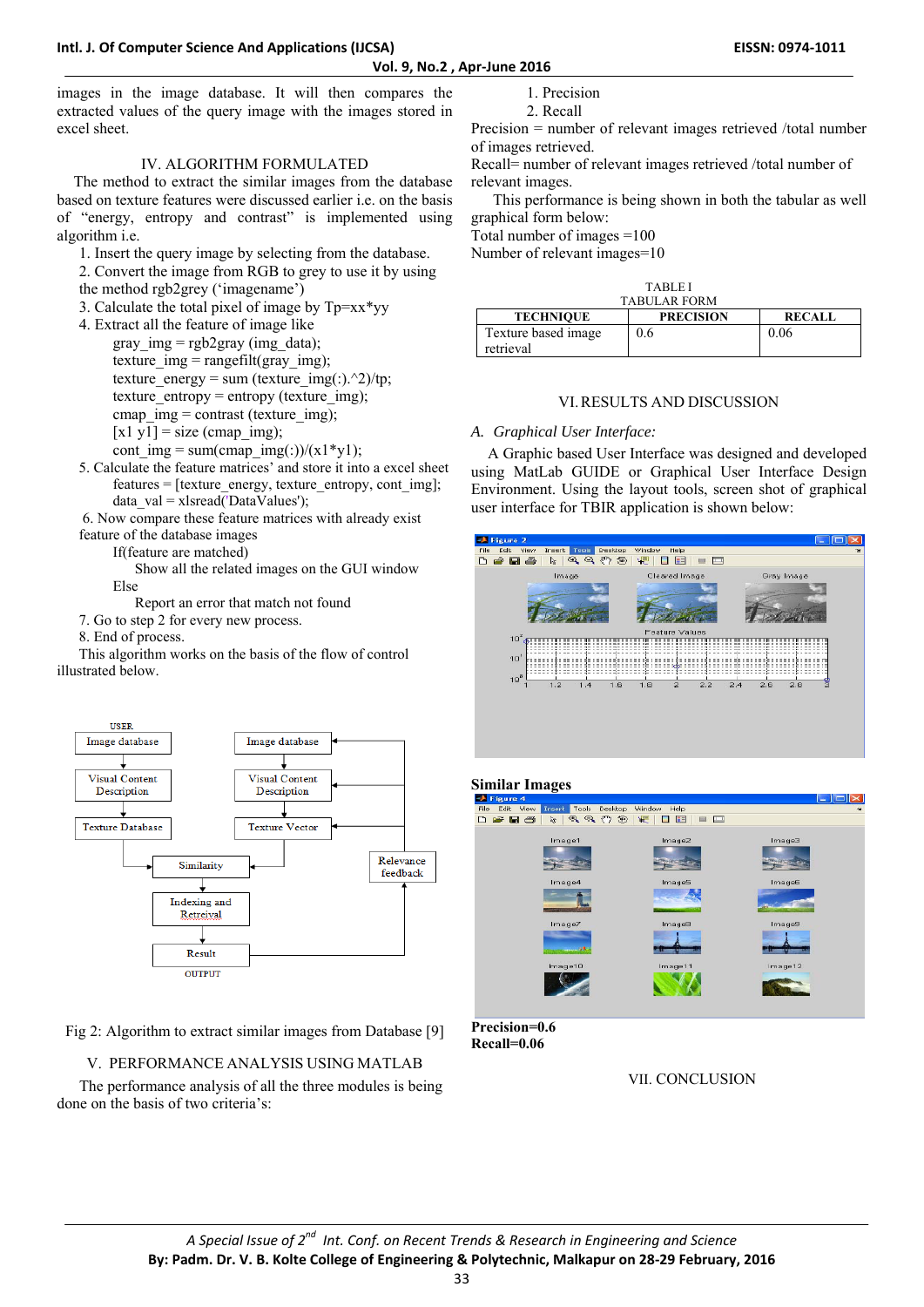images in the image database. It will then compares the extracted values of the query image with the images stored in excel sheet.

## IV. ALGORITHM FORMULATED

The method to extract the similar images from the database based on texture features were discussed earlier i.e. on the basis of "energy, entropy and contrast" is implemented using algorithm i.e.

1. Insert the query image by selecting from the database.
2. Convert the image from RGB to grey to use it by using the method rgb2grey ('imagename')
3. Calculate the total pixel of image by Tp=xx*yy
4. Extract all the feature of image like

    gray_img = rgb2gray (img_data);
    texture_img = rangefilt(gray_img);
    texture_energy = sum (texture_img(:).^2)/tp;
    texture_entropy = entropy (texture_img);
    cmap_img = contrast (texture_img);
    [x1 y1] = size (cmap_img);
    cont_img = sum(cmap_img(:))/(x1*y1);

5. Calculate the feature matrices' and store it into a excel sheet
    features = [texture_energy, texture_entropy, cont_img];
    data_val = xlsread('DataValues');
6. Now compare these feature matrices with already exist feature of the database images

    If(feature are matched)
        Show all the related images on the GUI window
    Else
        Report an error that match not found

7. Go to step 2 for every new process.
8. End of process.

This algorithm works on the basis of the flow of control illustrated below.

Fig 2: Algorithm to extract similar images from Database [9]

## V. PERFORMANCE ANALYSIS USING MATLAB

The performance analysis of all the three modules is being done on the basis of two criteria's:

1. Precision
2. Recall

Precision = number of relevant images retrieved /total number of images retrieved.

Recall= number of relevant images retrieved /total number of relevant images.

This performance is being shown in both the tabular as well graphical form below:

Total number of images =100

Number of relevant images=10

TABLE I
TABULAR FORM

| TECHNIQUE | PRECISION | RECALL |
|---|---|---|
| Texture based image retrieval | 0.6 | 0.06 |

## VI. RESULTS AND DISCUSSION

### A. Graphical User Interface:

A Graphic based User Interface was designed and developed using MatLab GUIDE or Graphical User Interface Design Environment. Using the layout tools, screen shot of graphical user interface for TBIR application is shown below:

**Similar Images**

**Precision=0.6**
**Recall=0.06**

## VII. CONCLUSION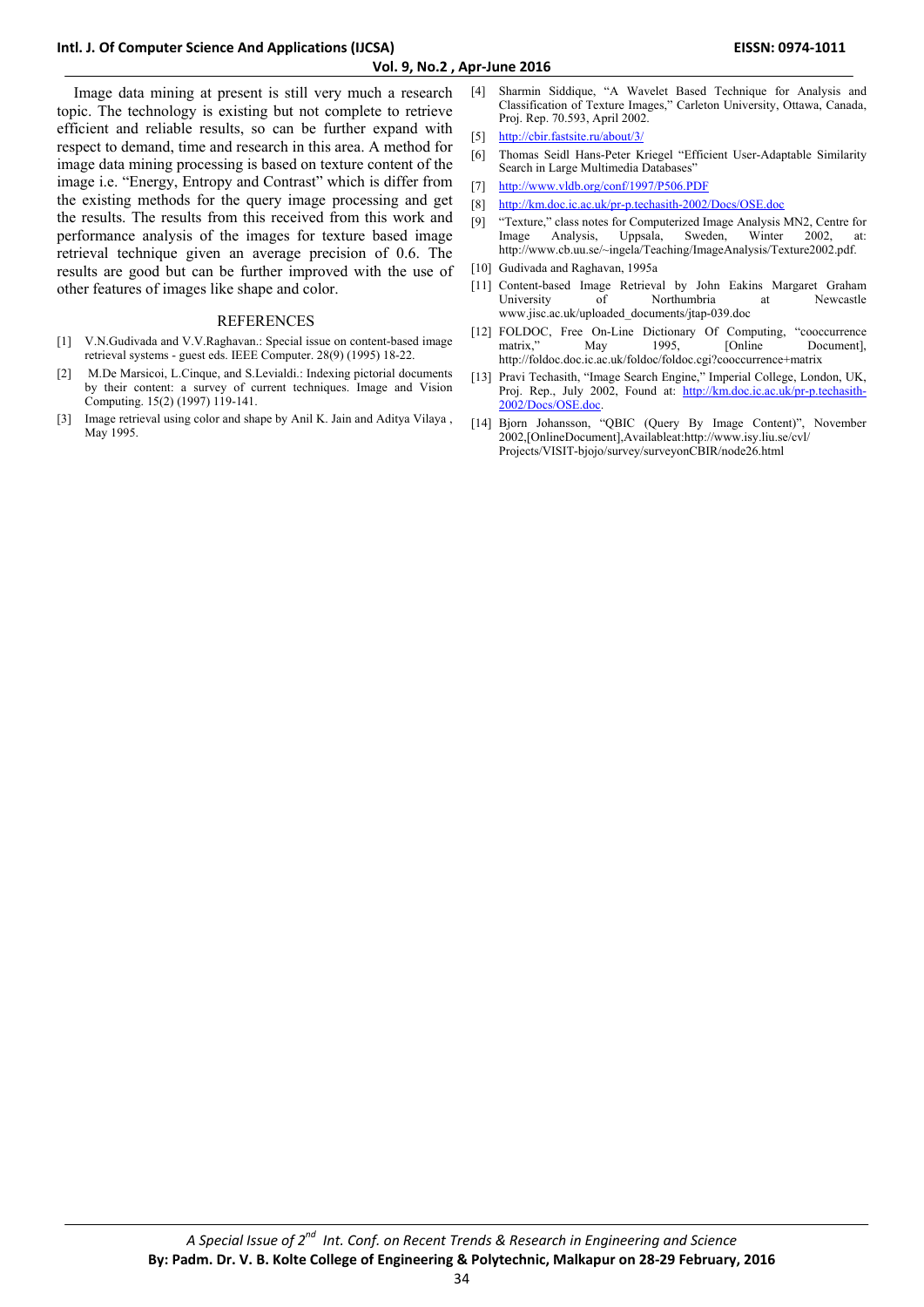Image data mining at present is still very much a research topic. The technology is existing but not complete to retrieve efficient and reliable results, so can be further expand with respect to demand, time and research in this area. A method for image data mining processing is based on texture content of the image i.e. "Energy, Entropy and Contrast" which is differ from the existing methods for the query image processing and get the results. The results from this received from this work and performance analysis of the images for texture based image retrieval technique given an average precision of 0.6. The results are good but can be further improved with the use of other features of images like shape and color.

## REFERENCES

[1] V.N.Gudivada and V.V.Raghavan.: Special issue on content-based image retrieval systems - guest eds. IEEE Computer. 28(9) (1995) 18-22.

[2] M.De Marsicoi, L.Cinque, and S.Levialdi.: Indexing pictorial documents by their content: a survey of current techniques. Image and Vision Computing. 15(2) (1997) 119-141.

[3] Image retrieval using color and shape by Anil K. Jain and Aditya Vilaya , May 1995.

[4] Sharmin Siddique, "A Wavelet Based Technique for Analysis and Classification of Texture Images," Carleton University, Ottawa, Canada, Proj. Rep. 70.593, April 2002.

[5] http://cbir.fastsite.ru/about/3/

[6] Thomas Seidl Hans-Peter Kriegel "Efficient User-Adaptable Similarity Search in Large Multimedia Databases"

[7] http://www.vldb.org/conf/1997/P506.PDF

[8] http://km.doc.ic.ac.uk/pr-p.techasith-2002/Docs/OSE.doc

[9] "Texture," class notes for Computerized Image Analysis MN2, Centre for Image Analysis, Uppsala, Sweden, Winter 2002, at: http://www.cb.uu.se/~ingela/Teaching/ImageAnalysis/Texture2002.pdf.

[10] Gudivada and Raghavan, 1995a

[11] Content-based Image Retrieval by John Eakins Margaret Graham University of Northumbria at Newcastle www.jisc.ac.uk/uploaded_documents/jtap-039.doc

[12] FOLDOC, Free On-Line Dictionary Of Computing, "cooccurrence matrix," May 1995, [Online Document], http://foldoc.doc.ic.ac.uk/foldoc/foldoc.cgi?cooccurrence+matrix

[13] Pravi Techasith, "Image Search Engine," Imperial College, London, UK, Proj. Rep., July 2002, Found at: http://km.doc.ic.ac.uk/pr-p.techasith-2002/Docs/OSE.doc.

[14] Bjorn Johansson, "QBIC (Query By Image Content)", November 2002,[OnlineDocument],Availableat:http://www.isy.liu.se/cvl/ Projects/VISIT-bjojo/survey/surveyonCBIR/node26.html